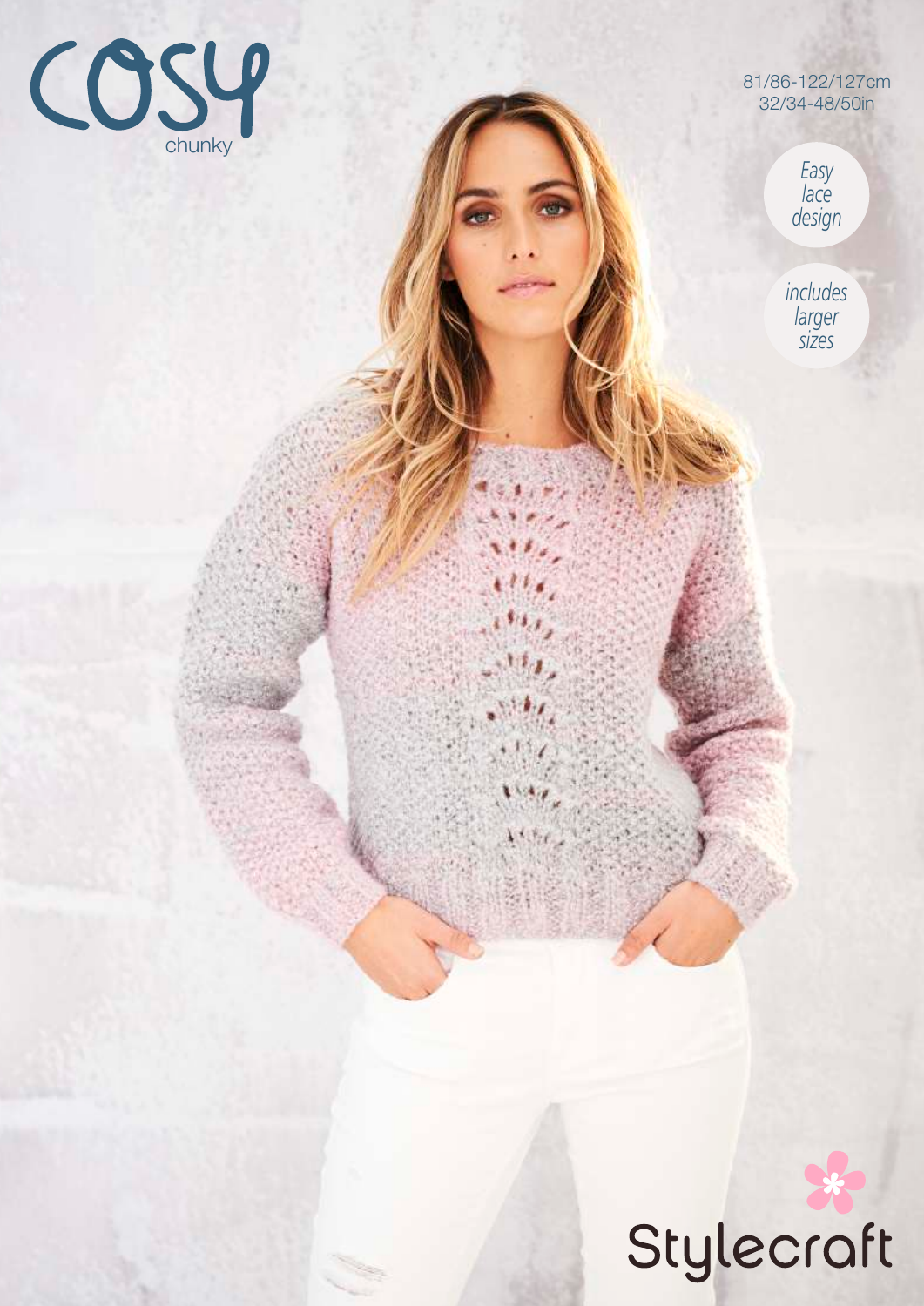# COSY

chunky

81/86-122/127cm
32/34-48/50in

*Easy lace design*

*includes larger sizes*

Stylecraft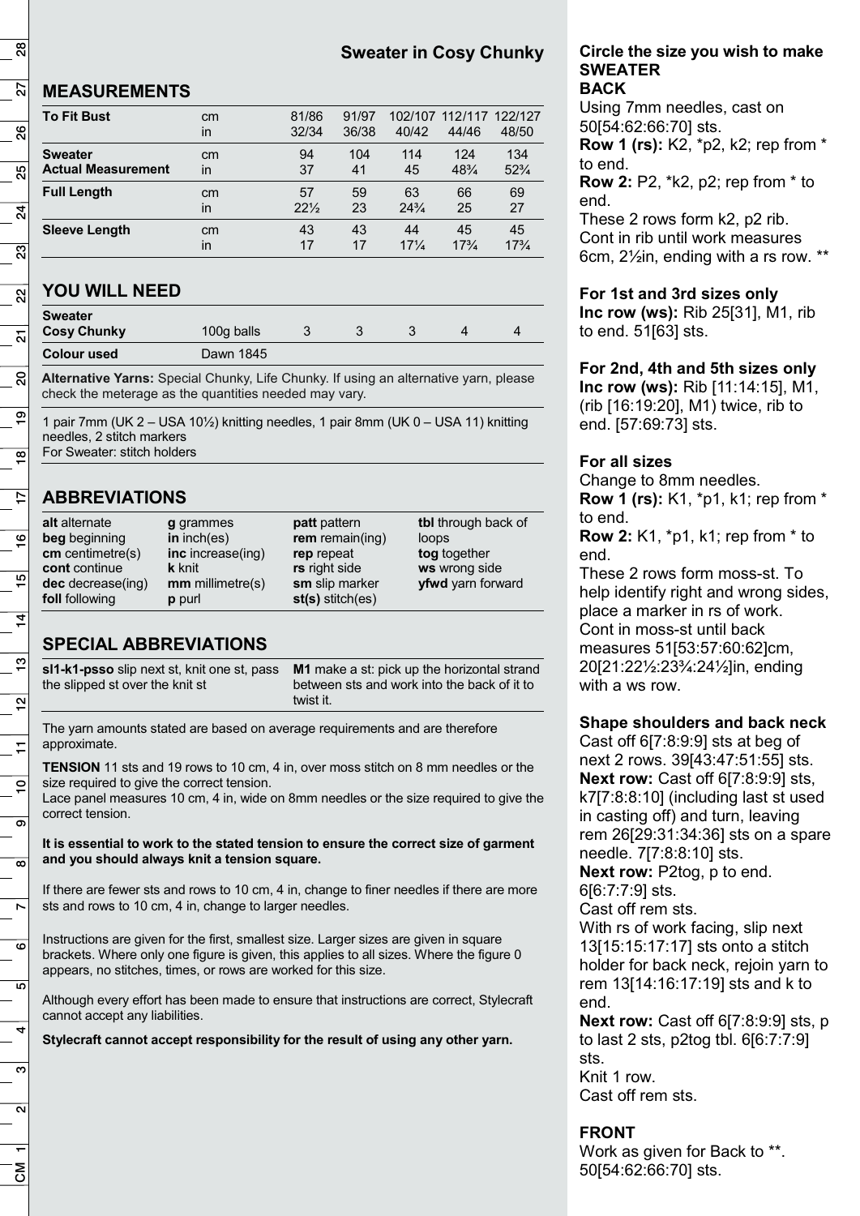## Sweater in Cosy Chunky

### MEASUREMENTS

| | | | | | | |
|---|---|---|---|---|---|---|
| **To Fit Bust** | cm | 81/86 | 91/97 | 102/107 | 112/117 | 122/127 |
| | in | 32/34 | 36/38 | 40/42 | 44/46 | 48/50 |
| **Sweater Actual Measurement** | cm | 94 | 104 | 114 | 124 | 134 |
| | in | 37 | 41 | 45 | 48¾ | 52¾ |
| **Full Length** | cm | 57 | 59 | 63 | 66 | 69 |
| | in | 22½ | 23 | 24¾ | 25 | 27 |
| **Sleeve Length** | cm | 43 | 43 | 44 | 45 | 45 |
| | in | 17 | 17 | 17¼ | 17¾ | 17¾ |

### YOU WILL NEED

| | | | | | | |
|---|---|---|---|---|---|---|
| **Sweater** | | | | | | |
| **Cosy Chunky** | 100g balls | 3 | 3 | 3 | 4 | 4 |
| **Colour used** | Dawn 1845 | | | | | |

**Alternative Yarns:** Special Chunky, Life Chunky. If using an alternative yarn, please check the meterage as the quantities needed may vary.

1 pair 7mm (UK 2 – USA 10½) knitting needles, 1 pair 8mm (UK 0 – USA 11) knitting needles, 2 stitch markers
For Sweater: stitch holders

### ABBREVIATIONS

| | | | |
|---|---|---|---|
| **alt** alternate | **g** grammes | **patt** pattern | **tbl** through back of loops |
| **beg** beginning | **in** inch(es) | **rem** remain(ing) | |
| **cm** centimetre(s) | **inc** increase(ing) | **rep** repeat | **tog** together |
| **cont** continue | **k** knit | **rs** right side | **ws** wrong side |
| **dec** decrease(ing) | **mm** millimetre(s) | **sm** slip marker | **yfwd** yarn forward |
| **foll** following | **p** purl | **st(s)** stitch(es) | |

### SPECIAL ABBREVIATIONS

**sl1-k1-psso** slip next st, knit one st, pass the slipped st over the knit st

**M1** make a st: pick up the horizontal strand between sts and work into the back of it to twist it.

The yarn amounts stated are based on average requirements and are therefore approximate.

**TENSION** 11 sts and 19 rows to 10 cm, 4 in, over moss stitch on 8 mm needles or the size required to give the correct tension.
Lace panel measures 10 cm, 4 in, wide on 8mm needles or the size required to give the correct tension.

**It is essential to work to the stated tension to ensure the correct size of garment and you should always knit a tension square.**

If there are fewer sts and rows to 10 cm, 4 in, change to finer needles if there are more sts and rows to 10 cm, 4 in, change to larger needles.

Instructions are given for the first, smallest size. Larger sizes are given in square brackets. Where only one figure is given, this applies to all sizes. Where the figure 0 appears, no stitches, times, or rows are worked for this size.

Although every effort has been made to ensure that instructions are correct, Stylecraft cannot accept any liabilities.

**Stylecraft cannot accept responsibility for the result of using any other yarn.**

**Circle the size you wish to make**

**SWEATER**

**BACK**

Using 7mm needles, cast on 50[54:62:66:70] sts.
**Row 1 (rs):** K2, *p2, k2; rep from * to end.
**Row 2:** P2, *k2, p2; rep from * to end.
These 2 rows form k2, p2 rib.
Cont in rib until work measures 6cm, 2½in, ending with a rs row. **

**For 1st and 3rd sizes only**
**Inc row (ws):** Rib 25[31], M1, rib to end. 51[63] sts.

**For 2nd, 4th and 5th sizes only**
**Inc row (ws):** Rib [11:14:15], M1, (rib [16:19:20], M1) twice, rib to end. [57:69:73] sts.

**For all sizes**
Change to 8mm needles.
**Row 1 (rs):** K1, *p1, k1; rep from * to end.
**Row 2:** K1, *p1, k1; rep from * to end.
These 2 rows form moss-st. To help identify right and wrong sides, place a marker in rs of work.
Cont in moss-st until back measures 51[53:57:60:62]cm, 20[21:22½:23¾:24½]in, ending with a ws row.

**Shape shoulders and back neck**
Cast off 6[7:8:9:9] sts at beg of next 2 rows. 39[43:47:51:55] sts.
**Next row:** Cast off 6[7:8:9:9] sts, k7[7:8:8:10] (including last st used in casting off) and turn, leaving rem 26[29:31:34:36] sts on a spare needle. 7[7:8:8:10] sts.
**Next row:** P2tog, p to end. 6[6:7:7:9] sts.
Cast off rem sts.
With rs of work facing, slip next 13[15:15:17:17] sts onto a stitch holder for back neck, rejoin yarn to rem 13[14:16:17:19] sts and k to end.
**Next row:** Cast off 6[7:8:9:9] sts, p to last 2 sts, p2tog tbl. 6[6:7:7:9] sts.
Knit 1 row.
Cast off rem sts.

**FRONT**
Work as given for Back to **. 50[54:62:66:70] sts.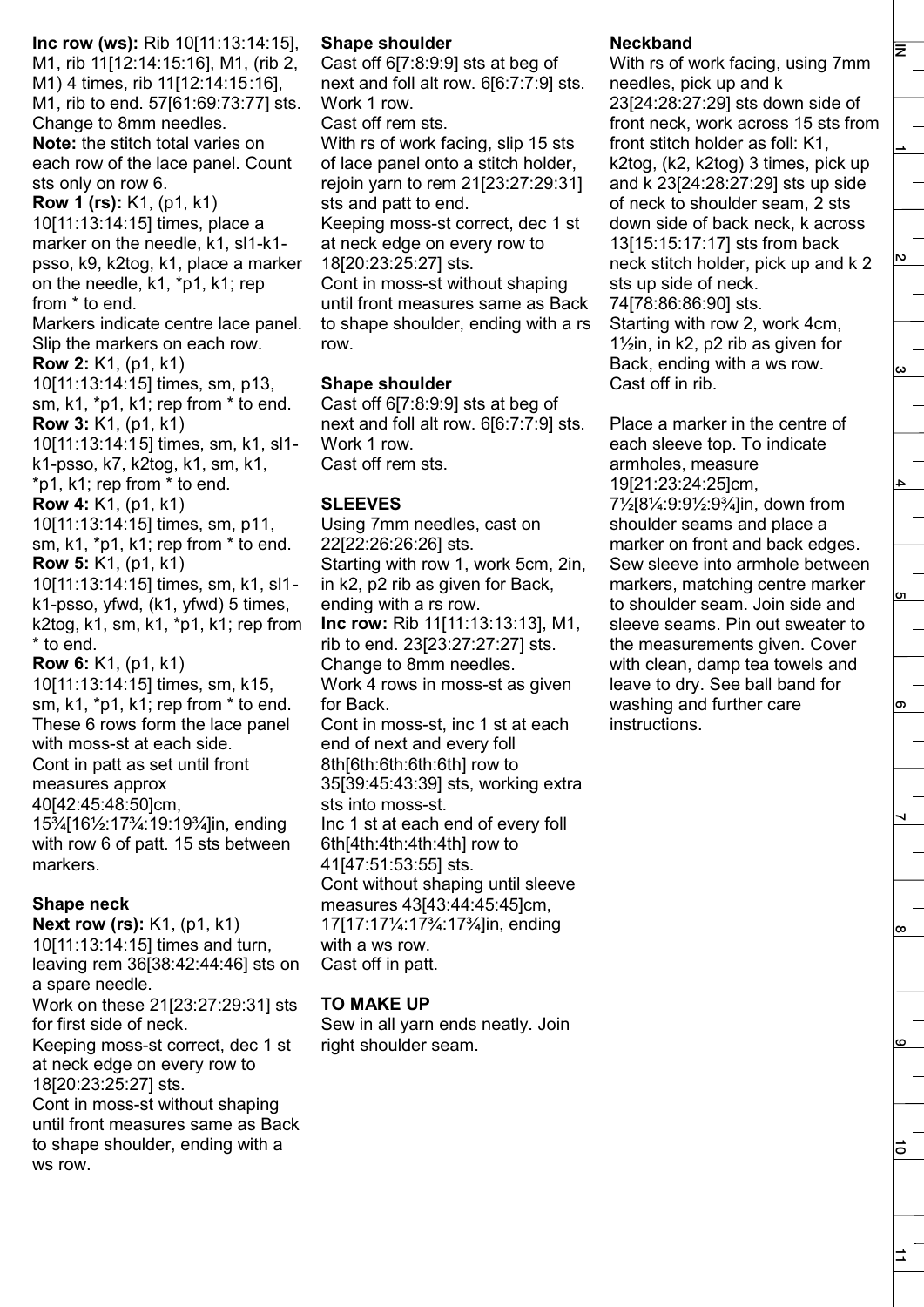**Inc row (ws):** Rib 10[11:13:14:15], M1, rib 11[12:14:15:16], M1, (rib 2, M1) 4 times, rib 11[12:14:15:16], M1, rib to end. 57[61:69:73:77] sts.
Change to 8mm needles.
**Note:** the stitch total varies on each row of the lace panel. Count sts only on row 6.
**Row 1 (rs):** K1, (p1, k1) 10[11:13:14:15] times, place a marker on the needle, k1, sl1-k1-psso, k9, k2tog, k1, place a marker on the needle, k1, *p1, k1; rep from * to end.
Markers indicate centre lace panel. Slip the markers on each row.
**Row 2:** K1, (p1, k1) 10[11:13:14:15] times, sm, p13, sm, k1, *p1, k1; rep from * to end.
**Row 3:** K1, (p1, k1) 10[11:13:14:15] times, sm, k1, sl1-k1-psso, k7, k2tog, k1, sm, k1, *p1, k1; rep from * to end.
**Row 4:** K1, (p1, k1) 10[11:13:14:15] times, sm, p11, sm, k1, *p1, k1; rep from * to end.
**Row 5:** K1, (p1, k1) 10[11:13:14:15] times, sm, k1, sl1-k1-psso, yfwd, (k1, yfwd) 5 times, k2tog, k1, sm, k1, *p1, k1; rep from * to end.
**Row 6:** K1, (p1, k1) 10[11:13:14:15] times, sm, k15, sm, k1, *p1, k1; rep from * to end.
These 6 rows form the lace panel with moss-st at each side.
Cont in patt as set until front measures approx 40[42:45:48:50]cm, 15¾[16½:17¾:19:19¾]in, ending with row 6 of patt. 15 sts between markers.

**Shape neck**

**Next row (rs):** K1, (p1, k1) 10[11:13:14:15] times and turn, leaving rem 36[38:42:44:46] sts on a spare needle.
Work on these 21[23:27:29:31] sts for first side of neck.
Keeping moss-st correct, dec 1 st at neck edge on every row to 18[20:23:25:27] sts.
Cont in moss-st without shaping until front measures same as Back to shape shoulder, ending with a ws row.

**Shape shoulder**

Cast off 6[7:8:9:9] sts at beg of next and foll alt row. 6[6:7:7:9] sts.
Work 1 row.
Cast off rem sts.
With rs of work facing, slip 15 sts of lace panel onto a stitch holder, rejoin yarn to rem 21[23:27:29:31] sts and patt to end.
Keeping moss-st correct, dec 1 st at neck edge on every row to 18[20:23:25:27] sts.
Cont in moss-st without shaping until front measures same as Back to shape shoulder, ending with a rs row.

**Shape shoulder**

Cast off 6[7:8:9:9] sts at beg of next and foll alt row. 6[6:7:7:9] sts.
Work 1 row.
Cast off rem sts.

**SLEEVES**

Using 7mm needles, cast on 22[22:26:26:26] sts.
Starting with row 1, work 5cm, 2in, in k2, p2 rib as given for Back, ending with a rs row.
**Inc row:** Rib 11[11:13:13:13], M1, rib to end. 23[23:27:27:27] sts.
Change to 8mm needles.
Work 4 rows in moss-st as given for Back.
Cont in moss-st, inc 1 st at each end of next and every foll 8th[6th:6th:6th:6th] row to 35[39:45:43:39] sts, working extra sts into moss-st.
Inc 1 st at each end of every foll 6th[4th:4th:4th:4th] row to 41[47:51:53:55] sts.
Cont without shaping until sleeve measures 43[43:44:45:45]cm, 17[17:17¼:17¾:17¾]in, ending with a ws row.
Cast off in patt.

**TO MAKE UP**

Sew in all yarn ends neatly. Join right shoulder seam.

**Neckband**

With rs of work facing, using 7mm needles, pick up and k 23[24:28:27:29] sts down side of front neck, work across 15 sts from front stitch holder as foll: K1, k2tog, (k2, k2tog) 3 times, pick up and k 23[24:28:27:29] sts up side of neck to shoulder seam, 2 sts down side of back neck, k across 13[15:15:17:17] sts from back neck stitch holder, pick up and k 2 sts up side of neck. 74[78:86:86:90] sts.
Starting with row 2, work 4cm, 1½in, in k2, p2 rib as given for Back, ending with a ws row.
Cast off in rib.

Place a marker in the centre of each sleeve top. To indicate armholes, measure 19[21:23:24:25]cm, 7½[8¼:9:9½:9¾]in, down from shoulder seams and place a marker on front and back edges. Sew sleeve into armhole between markers, matching centre marker to shoulder seam. Join side and sleeve seams. Pin out sweater to the measurements given. Cover with clean, damp tea towels and leave to dry. See ball band for washing and further care instructions.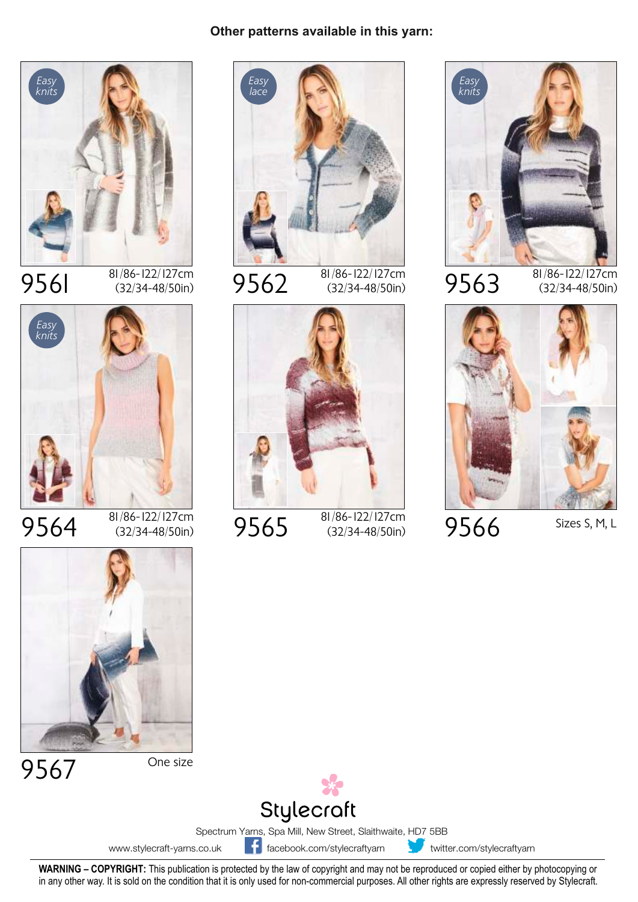**Other patterns available in this yarn:**

*Easy knits*

9561 — 81/86-122/127cm (32/34-48/50in)

*Easy lace*

9562 — 81/86-122/127cm (32/34-48/50in)

*Easy knits*

9563 — 81/86-122/127cm (32/34-48/50in)

*Easy knits*

9564 — 81/86-122/127cm (32/34-48/50in)

9565 — 81/86-122/127cm (32/34-48/50in)

9566 — Sizes S, M, L

9567 — One size

Stylecraft

Spectrum Yarns, Spa Mill, New Street, Slaithwaite, HD7 5BB

www.stylecraft-yarns.co.uk facebook.com/stylecraftyarn twitter.com/stylecraftyarn

**WARNING – COPYRIGHT:** This publication is protected by the law of copyright and may not be reproduced or copied either by photocopying or in any other way. It is sold on the condition that it is only used for non-commercial purposes. All other rights are expressly reserved by Stylecraft.